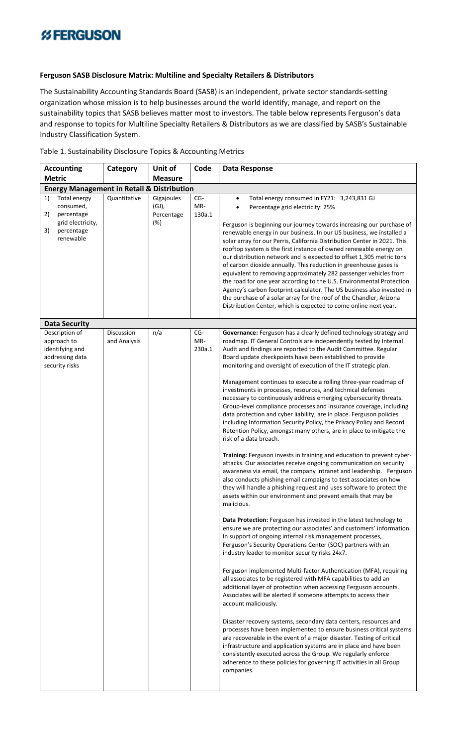# FERGUSON

**Ferguson SASB Disclosure Matrix: Multiline and Specialty Retailers & Distributors**

The Sustainability Accounting Standards Board (SASB) is an independent, private sector standards-setting organization whose mission is to help businesses around the world identify, manage, and report on the sustainability topics that SASB believes matter most to investors. The table below represents Ferguson's data and response to topics for Multiline Specialty Retailers & Distributors as we are classified by SASB's Sustainable Industry Classification System.

Table 1. Sustainability Disclosure Topics & Accounting Metrics

| Accounting Metric | Category | Unit of Measure | Code | Data Response |
|---|---|---|---|---|
| **Energy Management in Retail & Distribution** | | | | |
| 1) Total energy consumed, 2) percentage grid electricity, 3) percentage renewable | Quantitative | Gigajoules (GJ), Percentage (%) | CG-MR-130a.1 | • Total energy consumed in FY21: 3,243,831 GJ<br>• Percentage grid electricity: 25%<br><br>Ferguson is beginning our journey towards increasing our purchase of renewable energy in our business. In our US business, we installed a solar array for our Perris, California Distribution Center in 2021. This rooftop system is the first instance of owned renewable energy on our distribution network and is expected to offset 1,305 metric tons of carbon dioxide annually. This reduction in greenhouse gases is equivalent to removing approximately 282 passenger vehicles from the road for one year according to the U.S. Environmental Protection Agency's carbon footprint calculator. The US business also invested in the purchase of a solar array for the roof of the Chandler, Arizona Distribution Center, which is expected to come online next year. |
| **Data Security** | | | | |
| Description of approach to identifying and addressing data security risks | Discussion and Analysis | n/a | CG-MR-230a.1 | **Governance:** Ferguson has a clearly defined technology strategy and roadmap. IT General Controls are independently tested by Internal Audit and findings are reported to the Audit Committee. Regular Board update checkpoints have been established to provide monitoring and oversight of execution of the IT strategic plan.<br><br>Management continues to execute a rolling three-year roadmap of investments in processes, resources, and technical defenses necessary to continuously address emerging cybersecurity threats. Group-level compliance processes and insurance coverage, including data protection and cyber liability, are in place. Ferguson policies including Information Security Policy, the Privacy Policy and Record Retention Policy, amongst many others, are in place to mitigate the risk of a data breach.<br><br>**Training:** Ferguson invests in training and education to prevent cyber-attacks. Our associates receive ongoing communication on security awareness via email, the company intranet and leadership. Ferguson also conducts phishing email campaigns to test associates on how they will handle a phishing request and uses software to protect the assets within our environment and prevent emails that may be malicious.<br><br>**Data Protection:** Ferguson has invested in the latest technology to ensure we are protecting our associates' and customers' information. In support of ongoing internal risk management processes, Ferguson's Security Operations Center (SOC) partners with an industry leader to monitor security risks 24x7.<br><br>Ferguson implemented Multi-factor Authentication (MFA), requiring all associates to be registered with MFA capabilities to add an additional layer of protection when accessing Ferguson accounts. Associates will be alerted if someone attempts to access their account maliciously.<br><br>Disaster recovery systems, secondary data centers, resources and processes have been implemented to ensure business critical systems are recoverable in the event of a major disaster. Testing of critical infrastructure and application systems are in place and have been consistently executed across the Group. We regularly enforce adherence to these policies for governing IT activities in all Group companies. |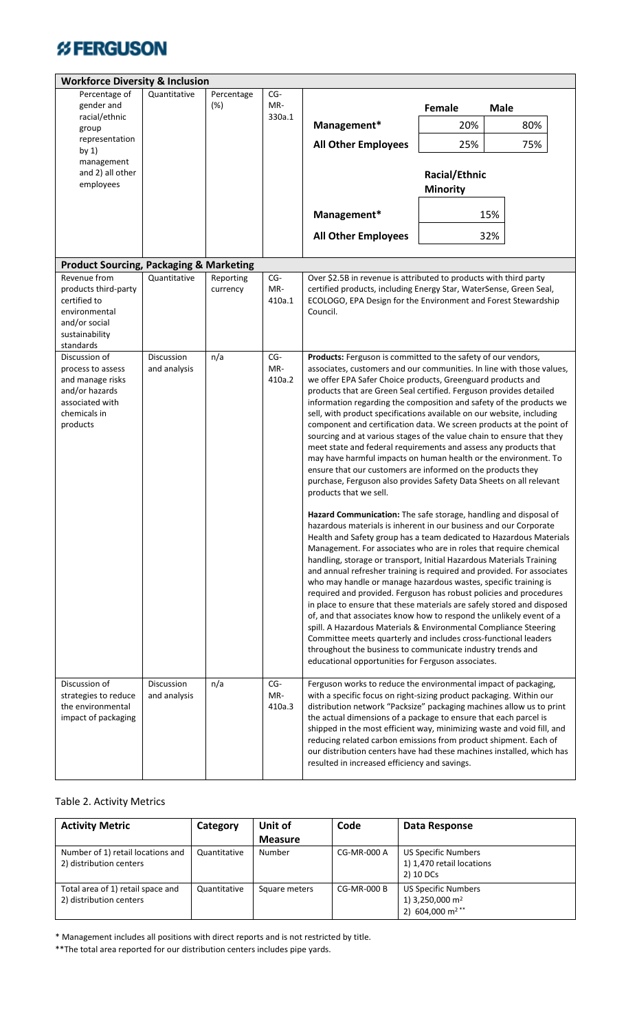# FERGUSON

| Workforce Diversity & Inclusion | | | | |
|---|---|---|---|---|
| Percentage of gender and racial/ethnic group representation by 1) management and 2) all other employees | Quantitative | Percentage (%) | CG-MR-330a.1 | **Management*** — Female: 20%, Male: 80%<br>**All Other Employees** — Female: 25%, Male: 75%<br><br>**Racial/Ethnic Minority**<br>**Management*** — 15%<br>**All Other Employees** — 32% |
| **Product Sourcing, Packaging & Marketing** | | | | |
| Revenue from products third-party certified to environmental and/or social sustainability standards | Quantitative | Reporting currency | CG-MR-410a.1 | Over $2.5B in revenue is attributed to products with third party certified products, including Energy Star, WaterSense, Green Seal, ECOLOGO, EPA Design for the Environment and Forest Stewardship Council. |
| Discussion of process to assess and manage risks and/or hazards associated with chemicals in products | Discussion and analysis | n/a | CG-MR-410a.2 | **Products:** Ferguson is committed to the safety of our vendors, associates, customers and our communities. In line with those values, we offer EPA Safer Choice products, Greenguard products and products that are Green Seal certified. Ferguson provides detailed information regarding the composition and safety of the products we sell, with product specifications available on our website, including component and certification data. We screen products at the point of sourcing and at various stages of the value chain to ensure that they meet state and federal requirements and assess any products that may have harmful impacts on human health or the environment. To ensure that our customers are informed on the products they purchase, Ferguson also provides Safety Data Sheets on all relevant products that we sell.<br><br>**Hazard Communication:** The safe storage, handling and disposal of hazardous materials is inherent in our business and our Corporate Health and Safety group has a team dedicated to Hazardous Materials Management. For associates who are in roles that require chemical handling, storage or transport, Initial Hazardous Materials Training and annual refresher training is required and provided. For associates who may handle or manage hazardous wastes, specific training is required and provided. Ferguson has robust policies and procedures in place to ensure that these materials are safely stored and disposed of, and that associates know how to respond the unlikely event of a spill. A Hazardous Materials & Environmental Compliance Steering Committee meets quarterly and includes cross-functional leaders throughout the business to communicate industry trends and educational opportunities for Ferguson associates. |
| Discussion of strategies to reduce the environmental impact of packaging | Discussion and analysis | n/a | CG-MR-410a.3 | Ferguson works to reduce the environmental impact of packaging, with a specific focus on right-sizing product packaging. Within our distribution network "Packsize" packaging machines allow us to print the actual dimensions of a package to ensure that each parcel is shipped in the most efficient way, minimizing waste and void fill, and reducing related carbon emissions from product shipment. Each of our distribution centers have had these machines installed, which has resulted in increased efficiency and savings. |

Table 2. Activity Metrics

| Activity Metric | Category | Unit of Measure | Code | Data Response |
|---|---|---|---|---|
| Number of 1) retail locations and 2) distribution centers | Quantitative | Number | CG-MR-000 A | US Specific Numbers<br>1) 1,470 retail locations<br>2) 10 DCs |
| Total area of 1) retail space and 2) distribution centers | Quantitative | Square meters | CG-MR-000 B | US Specific Numbers<br>1) 3,250,000 $m^2$<br>2) 604,000 $m^2$ ** |

\* Management includes all positions with direct reports and is not restricted by title.

\*\*The total area reported for our distribution centers includes pipe yards.